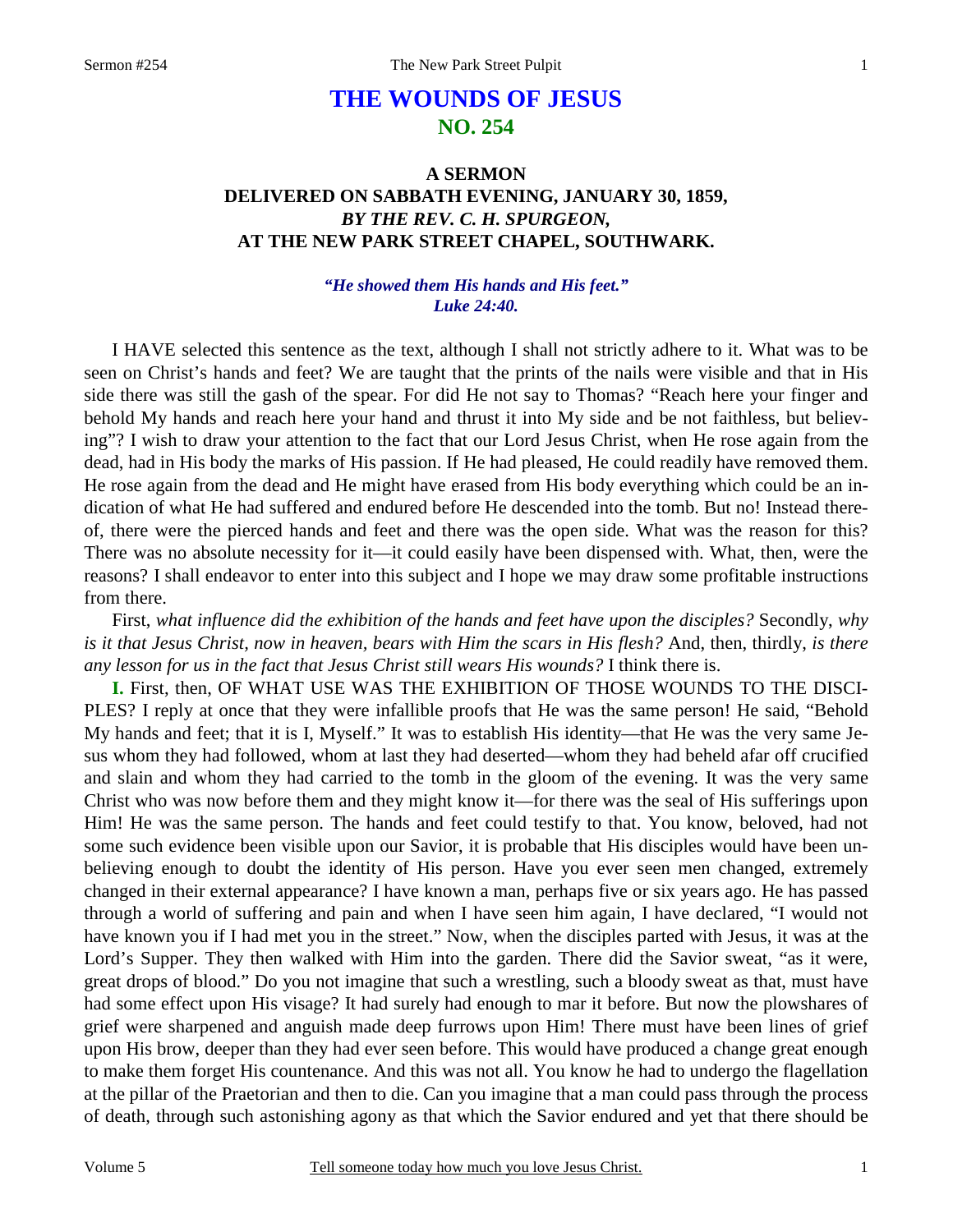# THE WOUNDS OF JESUS
## NO. 254

### A SERMON
### DELIVERED ON SABBATH EVENING, JANUARY 30, 1859,
### *BY THE REV. C. H. SPURGEON,*
### AT THE NEW PARK STREET CHAPEL, SOUTHWARK.

*"He showed them His hands and His feet." Luke 24:40.*

I HAVE selected this sentence as the text, although I shall not strictly adhere to it. What was to be seen on Christ's hands and feet? We are taught that the prints of the nails were visible and that in His side there was still the gash of the spear. For did He not say to Thomas? "Reach here your finger and behold My hands and reach here your hand and thrust it into My side and be not faithless, but believing"? I wish to draw your attention to the fact that our Lord Jesus Christ, when He rose again from the dead, had in His body the marks of His passion. If He had pleased, He could readily have removed them. He rose again from the dead and He might have erased from His body everything which could be an indication of what He had suffered and endured before He descended into the tomb. But no! Instead thereof, there were the pierced hands and feet and there was the open side. What was the reason for this? There was no absolute necessity for it—it could easily have been dispensed with. What, then, were the reasons? I shall endeavor to enter into this subject and I hope we may draw some profitable instructions from there.

First, *what influence did the exhibition of the hands and feet have upon the disciples?* Secondly, *why is it that Jesus Christ, now in heaven, bears with Him the scars in His flesh?* And, then, thirdly, *is there any lesson for us in the fact that Jesus Christ still wears His wounds?* I think there is.

**I.** First, then, OF WHAT USE WAS THE EXHIBITION OF THOSE WOUNDS TO THE DISCIPLES? I reply at once that they were infallible proofs that He was the same person! He said, "Behold My hands and feet; that it is I, Myself." It was to establish His identity—that He was the very same Jesus whom they had followed, whom at last they had deserted—whom they had beheld afar off crucified and slain and whom they had carried to the tomb in the gloom of the evening. It was the very same Christ who was now before them and they might know it—for there was the seal of His sufferings upon Him! He was the same person. The hands and feet could testify to that. You know, beloved, had not some such evidence been visible upon our Savior, it is probable that His disciples would have been unbelieving enough to doubt the identity of His person. Have you ever seen men changed, extremely changed in their external appearance? I have known a man, perhaps five or six years ago. He has passed through a world of suffering and pain and when I have seen him again, I have declared, "I would not have known you if I had met you in the street." Now, when the disciples parted with Jesus, it was at the Lord's Supper. They then walked with Him into the garden. There did the Savior sweat, "as it were, great drops of blood." Do you not imagine that such a wrestling, such a bloody sweat as that, must have had some effect upon His visage? It had surely had enough to mar it before. But now the plowshares of grief were sharpened and anguish made deep furrows upon Him! There must have been lines of grief upon His brow, deeper than they had ever seen before. This would have produced a change great enough to make them forget His countenance. And this was not all. You know he had to undergo the flagellation at the pillar of the Praetorian and then to die. Can you imagine that a man could pass through the process of death, through such astonishing agony as that which the Savior endured and yet that there should be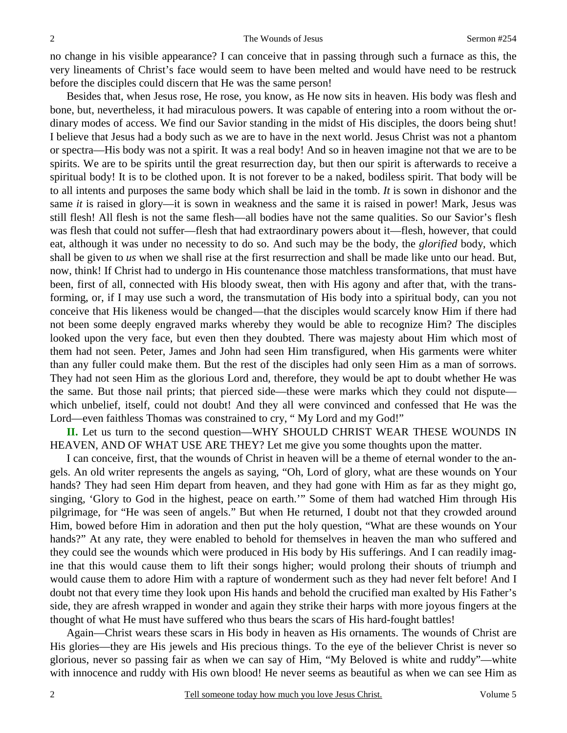no change in his visible appearance? I can conceive that in passing through such a furnace as this, the very lineaments of Christ's face would seem to have been melted and would have need to be restruck before the disciples could discern that He was the same person!

Besides that, when Jesus rose, He rose, you know, as He now sits in heaven. His body was flesh and bone, but, nevertheless, it had miraculous powers. It was capable of entering into a room without the ordinary modes of access. We find our Savior standing in the midst of His disciples, the doors being shut! I believe that Jesus had a body such as we are to have in the next world. Jesus Christ was not a phantom or spectra—His body was not a spirit. It was a real body! And so in heaven imagine not that we are to be spirits. We are to be spirits until the great resurrection day, but then our spirit is afterwards to receive a spiritual body! It is to be clothed upon. It is not forever to be a naked, bodiless spirit. That body will be to all intents and purposes the same body which shall be laid in the tomb. *It* is sown in dishonor and the same *it* is raised in glory—it is sown in weakness and the same it is raised in power! Mark, Jesus was still flesh! All flesh is not the same flesh—all bodies have not the same qualities. So our Savior's flesh was flesh that could not suffer—flesh that had extraordinary powers about it—flesh, however, that could eat, although it was under no necessity to do so. And such may be the body, the *glorified* body, which shall be given to *us* when we shall rise at the first resurrection and shall be made like unto our head. But, now, think! If Christ had to undergo in His countenance those matchless transformations, that must have been, first of all, connected with His bloody sweat, then with His agony and after that, with the transforming, or, if I may use such a word, the transmutation of His body into a spiritual body, can you not conceive that His likeness would be changed—that the disciples would scarcely know Him if there had not been some deeply engraved marks whereby they would be able to recognize Him? The disciples looked upon the very face, but even then they doubted. There was majesty about Him which most of them had not seen. Peter, James and John had seen Him transfigured, when His garments were whiter than any fuller could make them. But the rest of the disciples had only seen Him as a man of sorrows. They had not seen Him as the glorious Lord and, therefore, they would be apt to doubt whether He was the same. But those nail prints; that pierced side—these were marks which they could not dispute—which unbelief, itself, could not doubt! And they all were convinced and confessed that He was the Lord—even faithless Thomas was constrained to cry, " My Lord and my God!"

**II.** Let us turn to the second question—WHY SHOULD CHRIST WEAR THESE WOUNDS IN HEAVEN, AND OF WHAT USE ARE THEY? Let me give you some thoughts upon the matter.

I can conceive, first, that the wounds of Christ in heaven will be a theme of eternal wonder to the angels. An old writer represents the angels as saying, "Oh, Lord of glory, what are these wounds on Your hands? They had seen Him depart from heaven, and they had gone with Him as far as they might go, singing, 'Glory to God in the highest, peace on earth.'" Some of them had watched Him through His pilgrimage, for "He was seen of angels." But when He returned, I doubt not that they crowded around Him, bowed before Him in adoration and then put the holy question, "What are these wounds on Your hands?" At any rate, they were enabled to behold for themselves in heaven the man who suffered and they could see the wounds which were produced in His body by His sufferings. And I can readily imagine that this would cause them to lift their songs higher; would prolong their shouts of triumph and would cause them to adore Him with a rapture of wonderment such as they had never felt before! And I doubt not that every time they look upon His hands and behold the crucified man exalted by His Father's side, they are afresh wrapped in wonder and again they strike their harps with more joyous fingers at the thought of what He must have suffered who thus bears the scars of His hard-fought battles!

Again—Christ wears these scars in His body in heaven as His ornaments. The wounds of Christ are His glories—they are His jewels and His precious things. To the eye of the believer Christ is never so glorious, never so passing fair as when we can say of Him, "My Beloved is white and ruddy"—white with innocence and ruddy with His own blood! He never seems as beautiful as when we can see Him as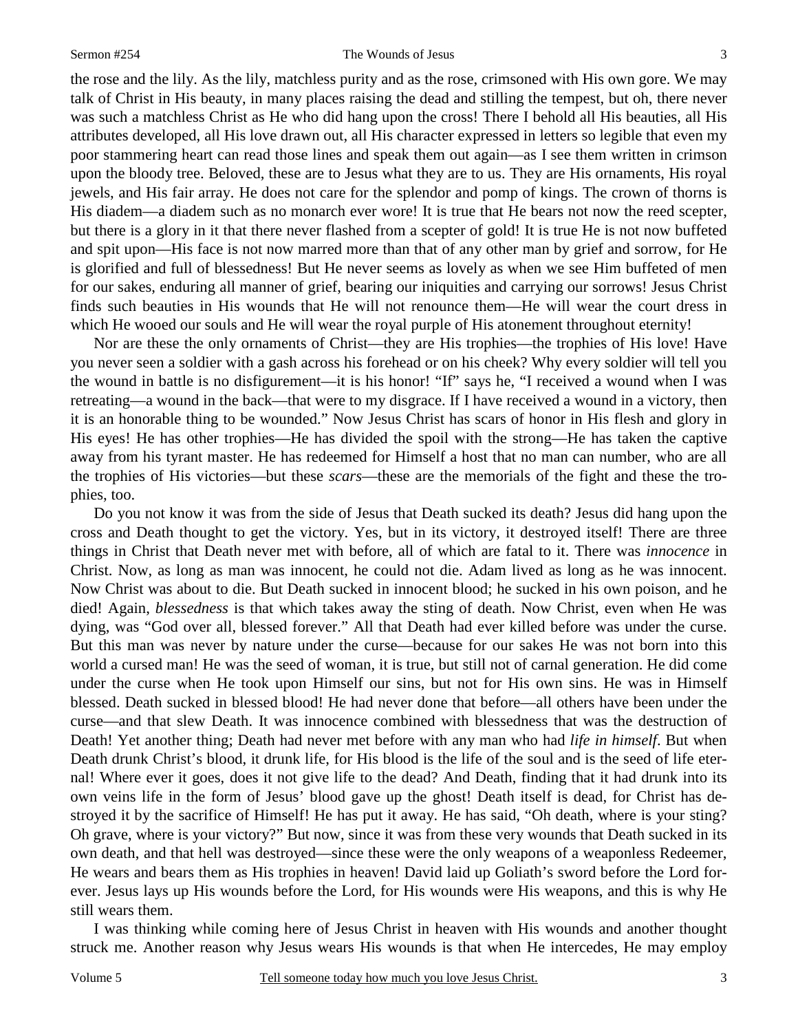the rose and the lily. As the lily, matchless purity and as the rose, crimsoned with His own gore. We may talk of Christ in His beauty, in many places raising the dead and stilling the tempest, but oh, there never was such a matchless Christ as He who did hang upon the cross! There I behold all His beauties, all His attributes developed, all His love drawn out, all His character expressed in letters so legible that even my poor stammering heart can read those lines and speak them out again—as I see them written in crimson upon the bloody tree. Beloved, these are to Jesus what they are to us. They are His ornaments, His royal jewels, and His fair array. He does not care for the splendor and pomp of kings. The crown of thorns is His diadem—a diadem such as no monarch ever wore! It is true that He bears not now the reed scepter, but there is a glory in it that there never flashed from a scepter of gold! It is true He is not now buffeted and spit upon—His face is not now marred more than that of any other man by grief and sorrow, for He is glorified and full of blessedness! But He never seems as lovely as when we see Him buffeted of men for our sakes, enduring all manner of grief, bearing our iniquities and carrying our sorrows! Jesus Christ finds such beauties in His wounds that He will not renounce them—He will wear the court dress in which He wooed our souls and He will wear the royal purple of His atonement throughout eternity!

Nor are these the only ornaments of Christ—they are His trophies—the trophies of His love! Have you never seen a soldier with a gash across his forehead or on his cheek? Why every soldier will tell you the wound in battle is no disfigurement—it is his honor! "If" says he, "I received a wound when I was retreating—a wound in the back—that were to my disgrace. If I have received a wound in a victory, then it is an honorable thing to be wounded." Now Jesus Christ has scars of honor in His flesh and glory in His eyes! He has other trophies—He has divided the spoil with the strong—He has taken the captive away from his tyrant master. He has redeemed for Himself a host that no man can number, who are all the trophies of His victories—but these *scars*—these are the memorials of the fight and these the trophies, too.

Do you not know it was from the side of Jesus that Death sucked its death? Jesus did hang upon the cross and Death thought to get the victory. Yes, but in its victory, it destroyed itself! There are three things in Christ that Death never met with before, all of which are fatal to it. There was *innocence* in Christ. Now, as long as man was innocent, he could not die. Adam lived as long as he was innocent. Now Christ was about to die. But Death sucked in innocent blood; he sucked in his own poison, and he died! Again, *blessedness* is that which takes away the sting of death. Now Christ, even when He was dying, was "God over all, blessed forever." All that Death had ever killed before was under the curse. But this man was never by nature under the curse—because for our sakes He was not born into this world a cursed man! He was the seed of woman, it is true, but still not of carnal generation. He did come under the curse when He took upon Himself our sins, but not for His own sins. He was in Himself blessed. Death sucked in blessed blood! He had never done that before—all others have been under the curse—and that slew Death. It was innocence combined with blessedness that was the destruction of Death! Yet another thing; Death had never met before with any man who had *life in himself*. But when Death drunk Christ's blood, it drunk life, for His blood is the life of the soul and is the seed of life eternal! Where ever it goes, does it not give life to the dead? And Death, finding that it had drunk into its own veins life in the form of Jesus' blood gave up the ghost! Death itself is dead, for Christ has destroyed it by the sacrifice of Himself! He has put it away. He has said, "Oh death, where is your sting? Oh grave, where is your victory?" But now, since it was from these very wounds that Death sucked in its own death, and that hell was destroyed—since these were the only weapons of a weaponless Redeemer, He wears and bears them as His trophies in heaven! David laid up Goliath's sword before the Lord forever. Jesus lays up His wounds before the Lord, for His wounds were His weapons, and this is why He still wears them.

I was thinking while coming here of Jesus Christ in heaven with His wounds and another thought struck me. Another reason why Jesus wears His wounds is that when He intercedes, He may employ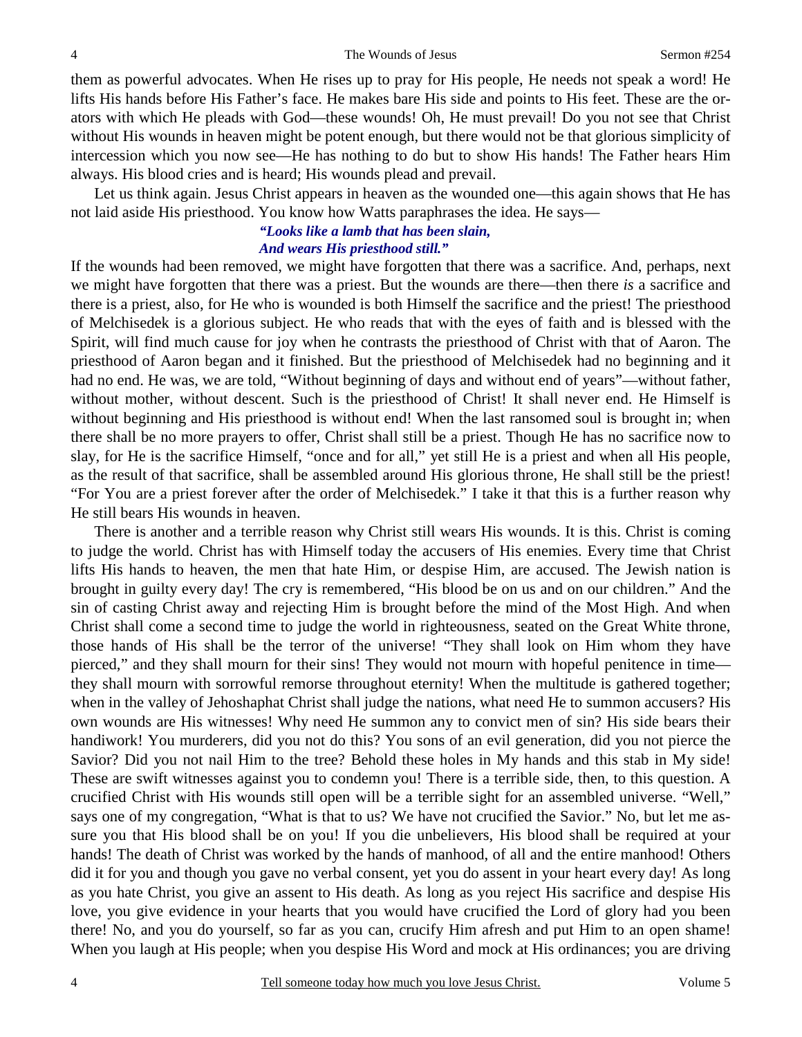them as powerful advocates. When He rises up to pray for His people, He needs not speak a word! He lifts His hands before His Father's face. He makes bare His side and points to His feet. These are the orators with which He pleads with God—these wounds! Oh, He must prevail! Do you not see that Christ without His wounds in heaven might be potent enough, but there would not be that glorious simplicity of intercession which you now see—He has nothing to do but to show His hands! The Father hears Him always. His blood cries and is heard; His wounds plead and prevail.

Let us think again. Jesus Christ appears in heaven as the wounded one—this again shows that He has not laid aside His priesthood. You know how Watts paraphrases the idea. He says—

> ***"Looks like a lamb that has been slain,***
> ***And wears His priesthood still."***

If the wounds had been removed, we might have forgotten that there was a sacrifice. And, perhaps, next we might have forgotten that there was a priest. But the wounds are there—then there *is* a sacrifice and there is a priest, also, for He who is wounded is both Himself the sacrifice and the priest! The priesthood of Melchisedek is a glorious subject. He who reads that with the eyes of faith and is blessed with the Spirit, will find much cause for joy when he contrasts the priesthood of Christ with that of Aaron. The priesthood of Aaron began and it finished. But the priesthood of Melchisedek had no beginning and it had no end. He was, we are told, "Without beginning of days and without end of years"—without father, without mother, without descent. Such is the priesthood of Christ! It shall never end. He Himself is without beginning and His priesthood is without end! When the last ransomed soul is brought in; when there shall be no more prayers to offer, Christ shall still be a priest. Though He has no sacrifice now to slay, for He is the sacrifice Himself, "once and for all," yet still He is a priest and when all His people, as the result of that sacrifice, shall be assembled around His glorious throne, He shall still be the priest! "For You are a priest forever after the order of Melchisedek." I take it that this is a further reason why He still bears His wounds in heaven.

There is another and a terrible reason why Christ still wears His wounds. It is this. Christ is coming to judge the world. Christ has with Himself today the accusers of His enemies. Every time that Christ lifts His hands to heaven, the men that hate Him, or despise Him, are accused. The Jewish nation is brought in guilty every day! The cry is remembered, "His blood be on us and on our children." And the sin of casting Christ away and rejecting Him is brought before the mind of the Most High. And when Christ shall come a second time to judge the world in righteousness, seated on the Great White throne, those hands of His shall be the terror of the universe! "They shall look on Him whom they have pierced," and they shall mourn for their sins! They would not mourn with hopeful penitence in time—they shall mourn with sorrowful remorse throughout eternity! When the multitude is gathered together; when in the valley of Jehoshaphat Christ shall judge the nations, what need He to summon accusers? His own wounds are His witnesses! Why need He summon any to convict men of sin? His side bears their handiwork! You murderers, did you not do this? You sons of an evil generation, did you not pierce the Savior? Did you not nail Him to the tree? Behold these holes in My hands and this stab in My side! These are swift witnesses against you to condemn you! There is a terrible side, then, to this question. A crucified Christ with His wounds still open will be a terrible sight for an assembled universe. "Well," says one of my congregation, "What is that to us? We have not crucified the Savior." No, but let me assure you that His blood shall be on you! If you die unbelievers, His blood shall be required at your hands! The death of Christ was worked by the hands of manhood, of all and the entire manhood! Others did it for you and though you gave no verbal consent, yet you do assent in your heart every day! As long as you hate Christ, you give an assent to His death. As long as you reject His sacrifice and despise His love, you give evidence in your hearts that you would have crucified the Lord of glory had you been there! No, and you do yourself, so far as you can, crucify Him afresh and put Him to an open shame! When you laugh at His people; when you despise His Word and mock at His ordinances; you are driving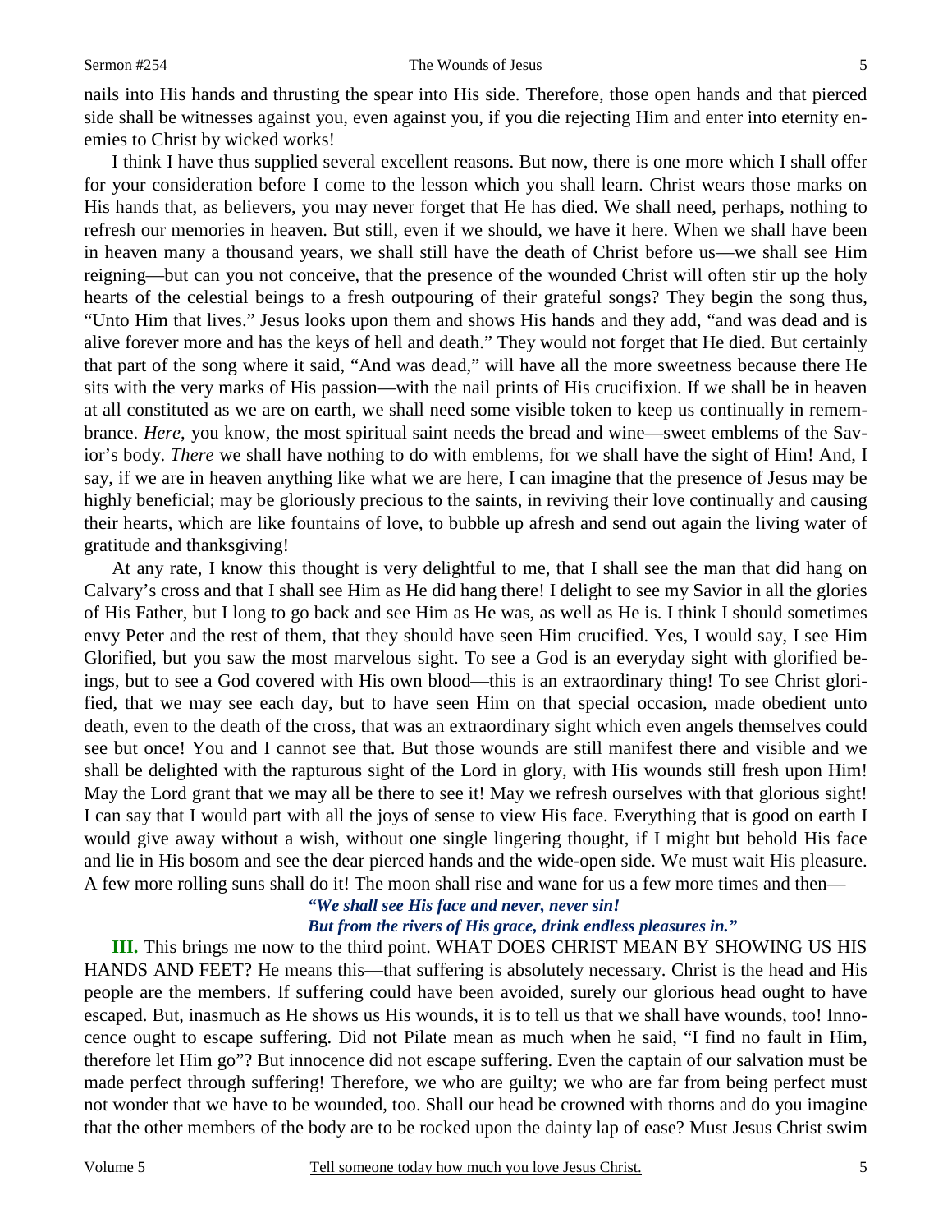nails into His hands and thrusting the spear into His side. Therefore, those open hands and that pierced side shall be witnesses against you, even against you, if you die rejecting Him and enter into eternity enemies to Christ by wicked works!

I think I have thus supplied several excellent reasons. But now, there is one more which I shall offer for your consideration before I come to the lesson which you shall learn. Christ wears those marks on His hands that, as believers, you may never forget that He has died. We shall need, perhaps, nothing to refresh our memories in heaven. But still, even if we should, we have it here. When we shall have been in heaven many a thousand years, we shall still have the death of Christ before us—we shall see Him reigning—but can you not conceive, that the presence of the wounded Christ will often stir up the holy hearts of the celestial beings to a fresh outpouring of their grateful songs? They begin the song thus, "Unto Him that lives." Jesus looks upon them and shows His hands and they add, "and was dead and is alive forever more and has the keys of hell and death." They would not forget that He died. But certainly that part of the song where it said, "And was dead," will have all the more sweetness because there He sits with the very marks of His passion—with the nail prints of His crucifixion. If we shall be in heaven at all constituted as we are on earth, we shall need some visible token to keep us continually in remembrance. *Here*, you know, the most spiritual saint needs the bread and wine—sweet emblems of the Savior's body. *There* we shall have nothing to do with emblems, for we shall have the sight of Him! And, I say, if we are in heaven anything like what we are here, I can imagine that the presence of Jesus may be highly beneficial; may be gloriously precious to the saints, in reviving their love continually and causing their hearts, which are like fountains of love, to bubble up afresh and send out again the living water of gratitude and thanksgiving!

At any rate, I know this thought is very delightful to me, that I shall see the man that did hang on Calvary's cross and that I shall see Him as He did hang there! I delight to see my Savior in all the glories of His Father, but I long to go back and see Him as He was, as well as He is. I think I should sometimes envy Peter and the rest of them, that they should have seen Him crucified. Yes, I would say, I see Him Glorified, but you saw the most marvelous sight. To see a God is an everyday sight with glorified beings, but to see a God covered with His own blood—this is an extraordinary thing! To see Christ glorified, that we may see each day, but to have seen Him on that special occasion, made obedient unto death, even to the death of the cross, that was an extraordinary sight which even angels themselves could see but once! You and I cannot see that. But those wounds are still manifest there and visible and we shall be delighted with the rapturous sight of the Lord in glory, with His wounds still fresh upon Him! May the Lord grant that we may all be there to see it! May we refresh ourselves with that glorious sight! I can say that I would part with all the joys of sense to view His face. Everything that is good on earth I would give away without a wish, without one single lingering thought, if I might but behold His face and lie in His bosom and see the dear pierced hands and the wide-open side. We must wait His pleasure. A few more rolling suns shall do it! The moon shall rise and wane for us a few more times and then—

> ***"We shall see His face and never, never sin!***
> ***But from the rivers of His grace, drink endless pleasures in."***

**III.** This brings me now to the third point. WHAT DOES CHRIST MEAN BY SHOWING US HIS HANDS AND FEET? He means this—that suffering is absolutely necessary. Christ is the head and His people are the members. If suffering could have been avoided, surely our glorious head ought to have escaped. But, inasmuch as He shows us His wounds, it is to tell us that we shall have wounds, too! Innocence ought to escape suffering. Did not Pilate mean as much when he said, "I find no fault in Him, therefore let Him go"? But innocence did not escape suffering. Even the captain of our salvation must be made perfect through suffering! Therefore, we who are guilty; we who are far from being perfect must not wonder that we have to be wounded, too. Shall our head be crowned with thorns and do you imagine that the other members of the body are to be rocked upon the dainty lap of ease? Must Jesus Christ swim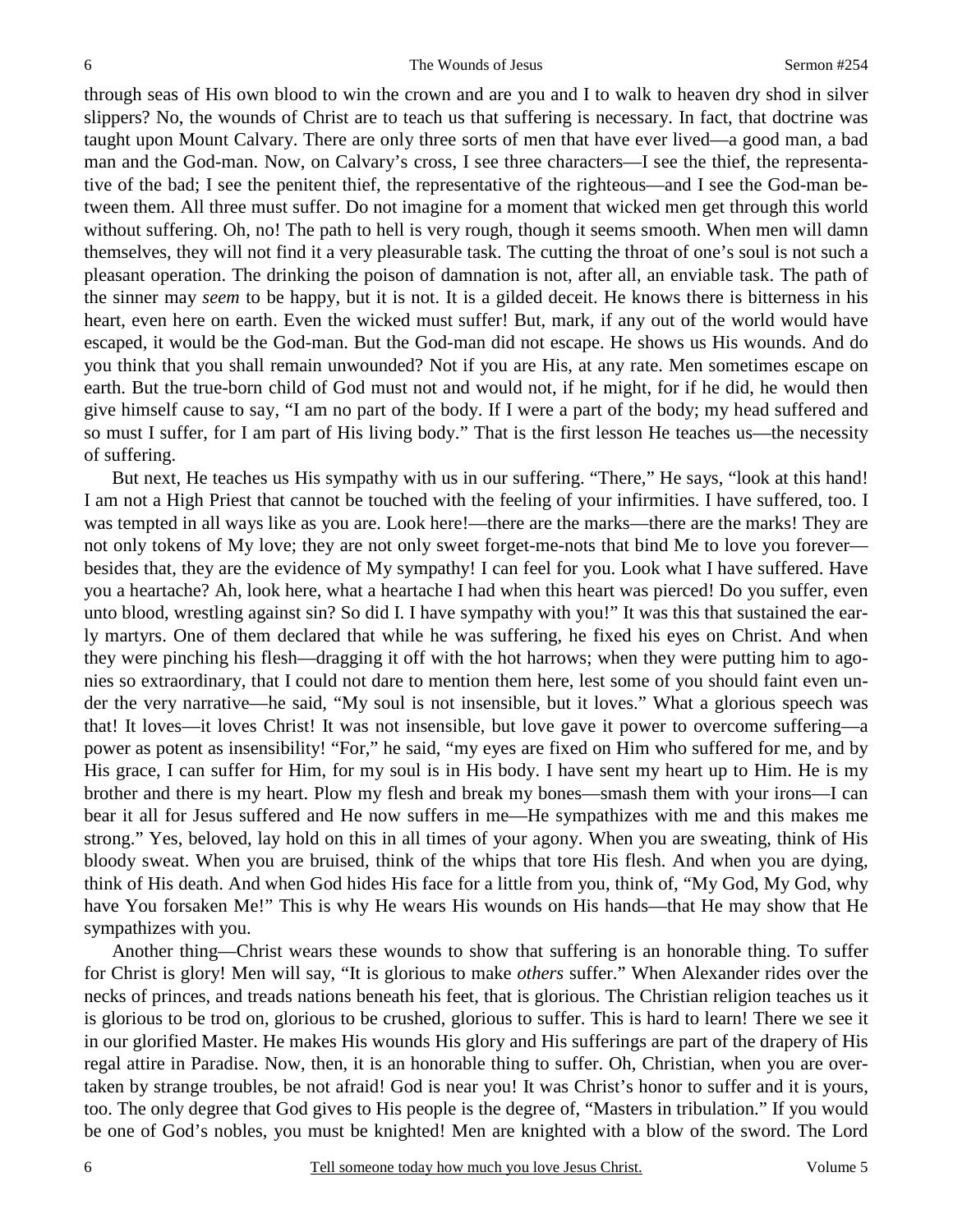through seas of His own blood to win the crown and are you and I to walk to heaven dry shod in silver slippers? No, the wounds of Christ are to teach us that suffering is necessary. In fact, that doctrine was taught upon Mount Calvary. There are only three sorts of men that have ever lived—a good man, a bad man and the God-man. Now, on Calvary's cross, I see three characters—I see the thief, the representative of the bad; I see the penitent thief, the representative of the righteous—and I see the God-man between them. All three must suffer. Do not imagine for a moment that wicked men get through this world without suffering. Oh, no! The path to hell is very rough, though it seems smooth. When men will damn themselves, they will not find it a very pleasurable task. The cutting the throat of one's soul is not such a pleasant operation. The drinking the poison of damnation is not, after all, an enviable task. The path of the sinner may *seem* to be happy, but it is not. It is a gilded deceit. He knows there is bitterness in his heart, even here on earth. Even the wicked must suffer! But, mark, if any out of the world would have escaped, it would be the God-man. But the God-man did not escape. He shows us His wounds. And do you think that you shall remain unwounded? Not if you are His, at any rate. Men sometimes escape on earth. But the true-born child of God must not and would not, if he might, for if he did, he would then give himself cause to say, "I am no part of the body. If I were a part of the body; my head suffered and so must I suffer, for I am part of His living body." That is the first lesson He teaches us—the necessity of suffering.

But next, He teaches us His sympathy with us in our suffering. "There," He says, "look at this hand! I am not a High Priest that cannot be touched with the feeling of your infirmities. I have suffered, too. I was tempted in all ways like as you are. Look here!—there are the marks—there are the marks! They are not only tokens of My love; they are not only sweet forget-me-nots that bind Me to love you forever—besides that, they are the evidence of My sympathy! I can feel for you. Look what I have suffered. Have you a heartache? Ah, look here, what a heartache I had when this heart was pierced! Do you suffer, even unto blood, wrestling against sin? So did I. I have sympathy with you!" It was this that sustained the early martyrs. One of them declared that while he was suffering, he fixed his eyes on Christ. And when they were pinching his flesh—dragging it off with the hot harrows; when they were putting him to agonies so extraordinary, that I could not dare to mention them here, lest some of you should faint even under the very narrative—he said, "My soul is not insensible, but it loves." What a glorious speech was that! It loves—it loves Christ! It was not insensible, but love gave it power to overcome suffering—a power as potent as insensibility! "For," he said, "my eyes are fixed on Him who suffered for me, and by His grace, I can suffer for Him, for my soul is in His body. I have sent my heart up to Him. He is my brother and there is my heart. Plow my flesh and break my bones—smash them with your irons—I can bear it all for Jesus suffered and He now suffers in me—He sympathizes with me and this makes me strong." Yes, beloved, lay hold on this in all times of your agony. When you are sweating, think of His bloody sweat. When you are bruised, think of the whips that tore His flesh. And when you are dying, think of His death. And when God hides His face for a little from you, think of, "My God, My God, why have You forsaken Me!" This is why He wears His wounds on His hands—that He may show that He sympathizes with you.

Another thing—Christ wears these wounds to show that suffering is an honorable thing. To suffer for Christ is glory! Men will say, "It is glorious to make *others* suffer." When Alexander rides over the necks of princes, and treads nations beneath his feet, that is glorious. The Christian religion teaches us it is glorious to be trod on, glorious to be crushed, glorious to suffer. This is hard to learn! There we see it in our glorified Master. He makes His wounds His glory and His sufferings are part of the drapery of His regal attire in Paradise. Now, then, it is an honorable thing to suffer. Oh, Christian, when you are overtaken by strange troubles, be not afraid! God is near you! It was Christ's honor to suffer and it is yours, too. The only degree that God gives to His people is the degree of, "Masters in tribulation." If you would be one of God's nobles, you must be knighted! Men are knighted with a blow of the sword. The Lord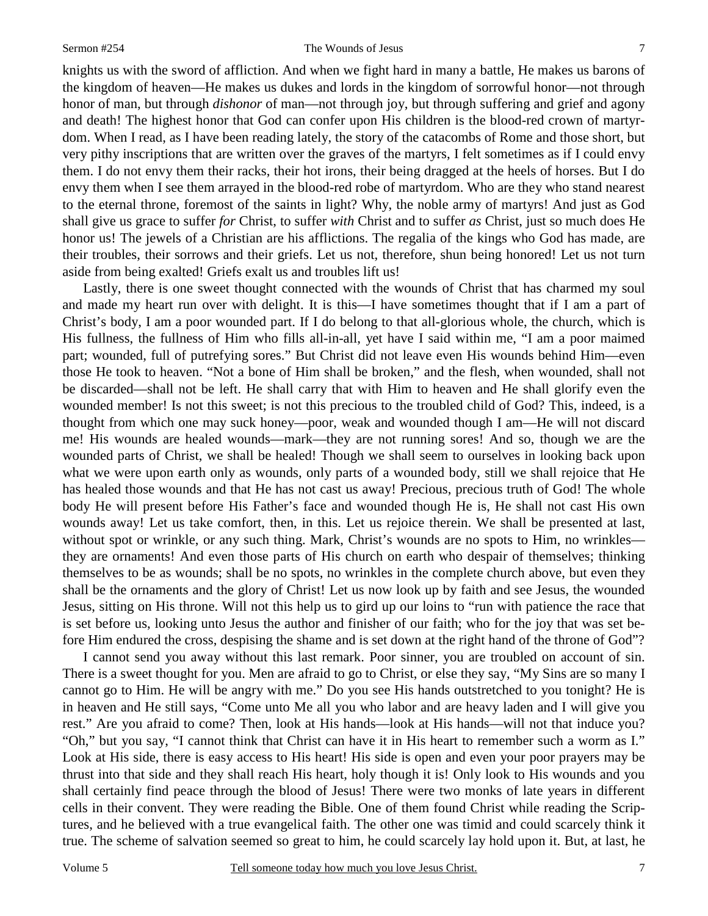knights us with the sword of affliction. And when we fight hard in many a battle, He makes us barons of the kingdom of heaven—He makes us dukes and lords in the kingdom of sorrowful honor—not through honor of man, but through *dishonor* of man—not through joy, but through suffering and grief and agony and death! The highest honor that God can confer upon His children is the blood-red crown of martyrdom. When I read, as I have been reading lately, the story of the catacombs of Rome and those short, but very pithy inscriptions that are written over the graves of the martyrs, I felt sometimes as if I could envy them. I do not envy them their racks, their hot irons, their being dragged at the heels of horses. But I do envy them when I see them arrayed in the blood-red robe of martyrdom. Who are they who stand nearest to the eternal throne, foremost of the saints in light? Why, the noble army of martyrs! And just as God shall give us grace to suffer *for* Christ, to suffer *with* Christ and to suffer *as* Christ, just so much does He honor us! The jewels of a Christian are his afflictions. The regalia of the kings who God has made, are their troubles, their sorrows and their griefs. Let us not, therefore, shun being honored! Let us not turn aside from being exalted! Griefs exalt us and troubles lift us!

Lastly, there is one sweet thought connected with the wounds of Christ that has charmed my soul and made my heart run over with delight. It is this—I have sometimes thought that if I am a part of Christ's body, I am a poor wounded part. If I do belong to that all-glorious whole, the church, which is His fullness, the fullness of Him who fills all-in-all, yet have I said within me, "I am a poor maimed part; wounded, full of putrefying sores." But Christ did not leave even His wounds behind Him—even those He took to heaven. "Not a bone of Him shall be broken," and the flesh, when wounded, shall not be discarded—shall not be left. He shall carry that with Him to heaven and He shall glorify even the wounded member! Is not this sweet; is not this precious to the troubled child of God? This, indeed, is a thought from which one may suck honey—poor, weak and wounded though I am—He will not discard me! His wounds are healed wounds—mark—they are not running sores! And so, though we are the wounded parts of Christ, we shall be healed! Though we shall seem to ourselves in looking back upon what we were upon earth only as wounds, only parts of a wounded body, still we shall rejoice that He has healed those wounds and that He has not cast us away! Precious, precious truth of God! The whole body He will present before His Father's face and wounded though He is, He shall not cast His own wounds away! Let us take comfort, then, in this. Let us rejoice therein. We shall be presented at last, without spot or wrinkle, or any such thing. Mark, Christ's wounds are no spots to Him, no wrinkles—they are ornaments! And even those parts of His church on earth who despair of themselves; thinking themselves to be as wounds; shall be no spots, no wrinkles in the complete church above, but even they shall be the ornaments and the glory of Christ! Let us now look up by faith and see Jesus, the wounded Jesus, sitting on His throne. Will not this help us to gird up our loins to "run with patience the race that is set before us, looking unto Jesus the author and finisher of our faith; who for the joy that was set before Him endured the cross, despising the shame and is set down at the right hand of the throne of God"?

I cannot send you away without this last remark. Poor sinner, you are troubled on account of sin. There is a sweet thought for you. Men are afraid to go to Christ, or else they say, "My Sins are so many I cannot go to Him. He will be angry with me." Do you see His hands outstretched to you tonight? He is in heaven and He still says, "Come unto Me all you who labor and are heavy laden and I will give you rest." Are you afraid to come? Then, look at His hands—look at His hands—will not that induce you? "Oh," but you say, "I cannot think that Christ can have it in His heart to remember such a worm as I." Look at His side, there is easy access to His heart! His side is open and even your poor prayers may be thrust into that side and they shall reach His heart, holy though it is! Only look to His wounds and you shall certainly find peace through the blood of Jesus! There were two monks of late years in different cells in their convent. They were reading the Bible. One of them found Christ while reading the Scriptures, and he believed with a true evangelical faith. The other one was timid and could scarcely think it true. The scheme of salvation seemed so great to him, he could scarcely lay hold upon it. But, at last, he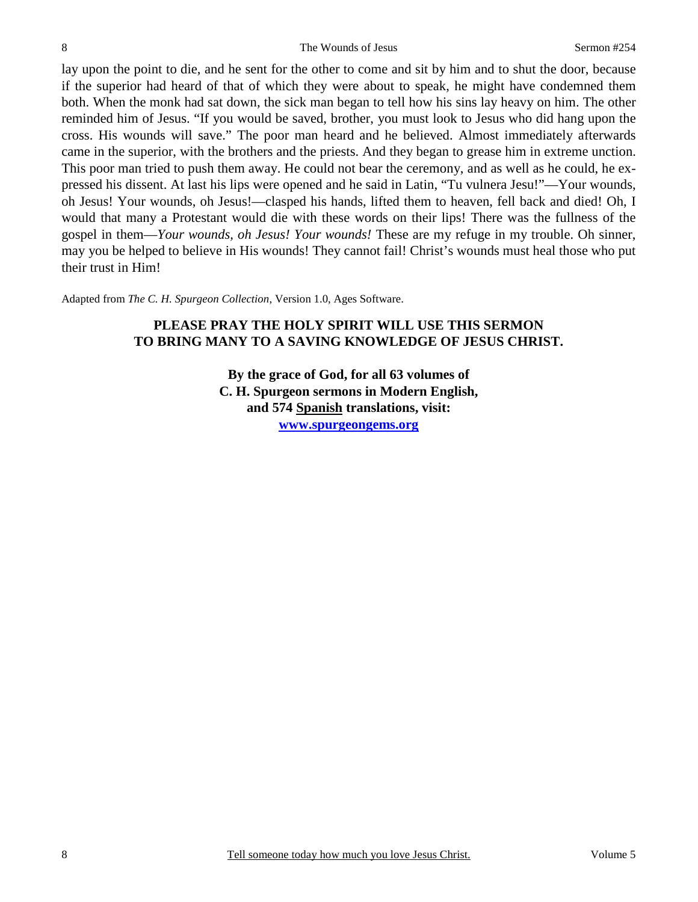lay upon the point to die, and he sent for the other to come and sit by him and to shut the door, because if the superior had heard of that of which they were about to speak, he might have condemned them both. When the monk had sat down, the sick man began to tell how his sins lay heavy on him. The other reminded him of Jesus. "If you would be saved, brother, you must look to Jesus who did hang upon the cross. His wounds will save." The poor man heard and he believed. Almost immediately afterwards came in the superior, with the brothers and the priests. And they began to grease him in extreme unction. This poor man tried to push them away. He could not bear the ceremony, and as well as he could, he expressed his dissent. At last his lips were opened and he said in Latin, "Tu vulnera Jesu!"—Your wounds, oh Jesus! Your wounds, oh Jesus!—clasped his hands, lifted them to heaven, fell back and died! Oh, I would that many a Protestant would die with these words on their lips! There was the fullness of the gospel in them—*Your wounds, oh Jesus! Your wounds!* These are my refuge in my trouble. Oh sinner, may you be helped to believe in His wounds! They cannot fail! Christ's wounds must heal those who put their trust in Him!

Adapted from *The C. H. Spurgeon Collection*, Version 1.0, Ages Software.

**PLEASE PRAY THE HOLY SPIRIT WILL USE THIS SERMON TO BRING MANY TO A SAVING KNOWLEDGE OF JESUS CHRIST.**

**By the grace of God, for all 63 volumes of C. H. Spurgeon sermons in Modern English, and 574 Spanish translations, visit: www.spurgeongems.org**

Tell someone today how much you love Jesus Christ.